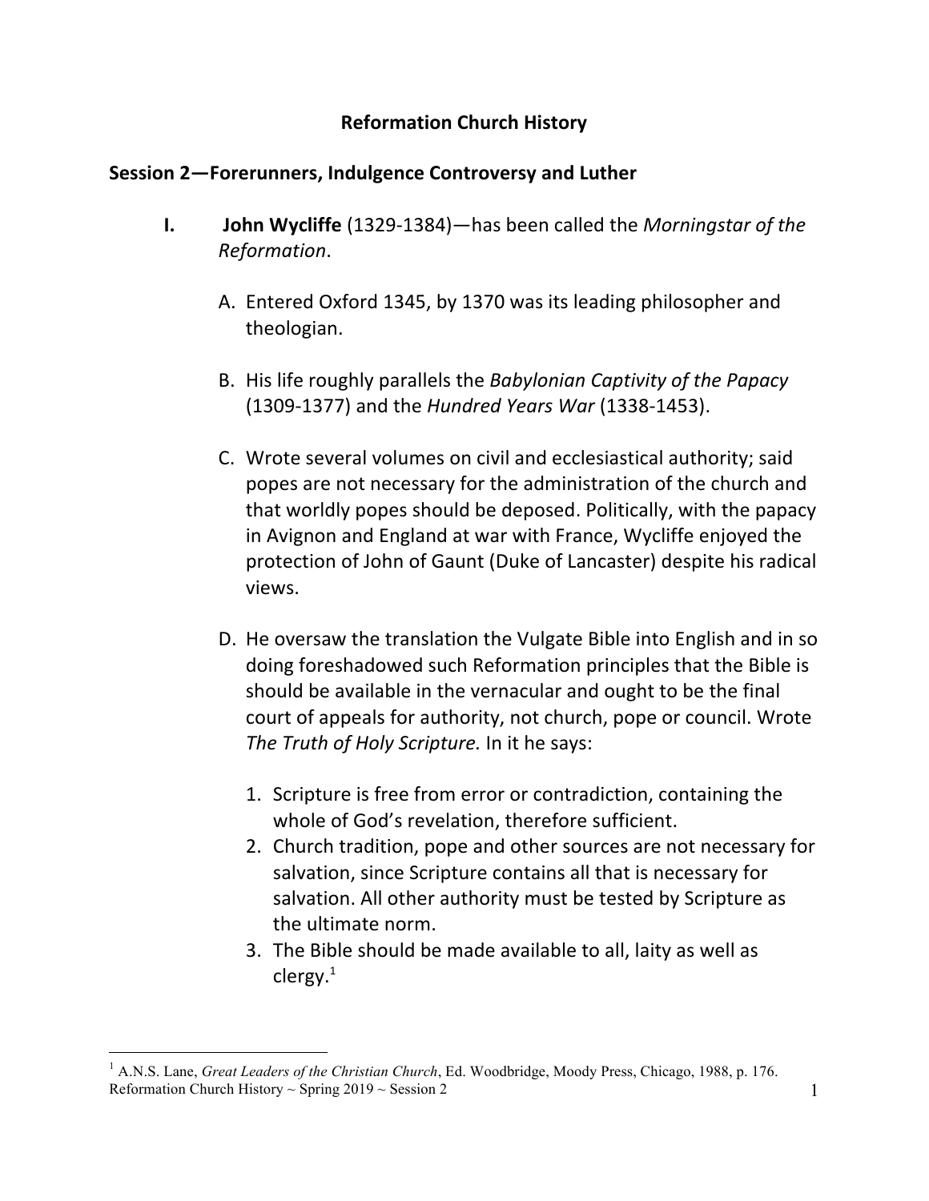# Reformation Church History

## Session 2—Forerunners, Indulgence Controversy and Luther

I. **John Wycliffe** (1329-1384)—has been called the *Morningstar of the Reformation*.

   A. Entered Oxford 1345, by 1370 was its leading philosopher and theologian.

   B. His life roughly parallels the *Babylonian Captivity of the Papacy* (1309-1377) and the *Hundred Years War* (1338-1453).

   C. Wrote several volumes on civil and ecclesiastical authority; said popes are not necessary for the administration of the church and that worldly popes should be deposed. Politically, with the papacy in Avignon and England at war with France, Wycliffe enjoyed the protection of John of Gaunt (Duke of Lancaster) despite his radical views.

   D. He oversaw the translation the Vulgate Bible into English and in so doing foreshadowed such Reformation principles that the Bible is should be available in the vernacular and ought to be the final court of appeals for authority, not church, pope or council. Wrote *The Truth of Holy Scripture.* In it he says:

      1. Scripture is free from error or contradiction, containing the whole of God's revelation, therefore sufficient.
      2. Church tradition, pope and other sources are not necessary for salvation, since Scripture contains all that is necessary for salvation. All other authority must be tested by Scripture as the ultimate norm.
      3. The Bible should be made available to all, laity as well as clergy.[1]

---

[1] A.N.S. Lane, *Great Leaders of the Christian Church*, Ed. Woodbridge, Moody Press, Chicago, 1988, p. 176.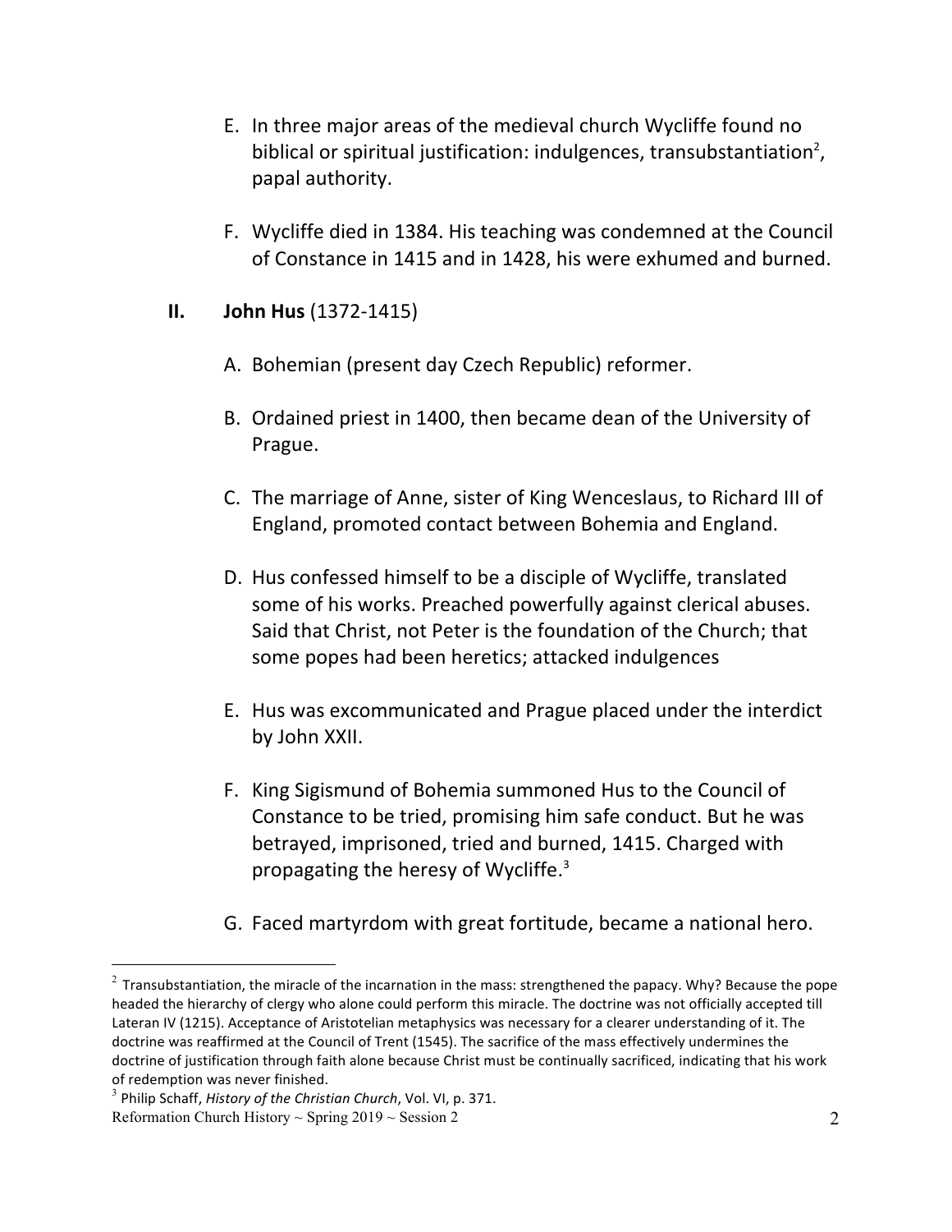E. In three major areas of the medieval church Wycliffe found no biblical or spiritual justification: indulgences, transubstantiation[2], papal authority.

F. Wycliffe died in 1384. His teaching was condemned at the Council of Constance in 1415 and in 1428, his were exhumed and burned.

## II. **John Hus** (1372-1415)

A. Bohemian (present day Czech Republic) reformer.

B. Ordained priest in 1400, then became dean of the University of Prague.

C. The marriage of Anne, sister of King Wenceslaus, to Richard III of England, promoted contact between Bohemia and England.

D. Hus confessed himself to be a disciple of Wycliffe, translated some of his works. Preached powerfully against clerical abuses. Said that Christ, not Peter is the foundation of the Church; that some popes had been heretics; attacked indulgences

E. Hus was excommunicated and Prague placed under the interdict by John XXII.

F. King Sigismund of Bohemia summoned Hus to the Council of Constance to be tried, promising him safe conduct. But he was betrayed, imprisoned, tried and burned, 1415. Charged with propagating the heresy of Wycliffe.[3]

G. Faced martyrdom with great fortitude, became a national hero.

---

[2] Transubstantiation, the miracle of the incarnation in the mass: strengthened the papacy. Why? Because the pope headed the hierarchy of clergy who alone could perform this miracle. The doctrine was not officially accepted till Lateran IV (1215). Acceptance of Aristotelian metaphysics was necessary for a clearer understanding of it. The doctrine was reaffirmed at the Council of Trent (1545). The sacrifice of the mass effectively undermines the doctrine of justification through faith alone because Christ must be continually sacrificed, indicating that his work of redemption was never finished.

[3] Philip Schaff, *History of the Christian Church*, Vol. VI, p. 371.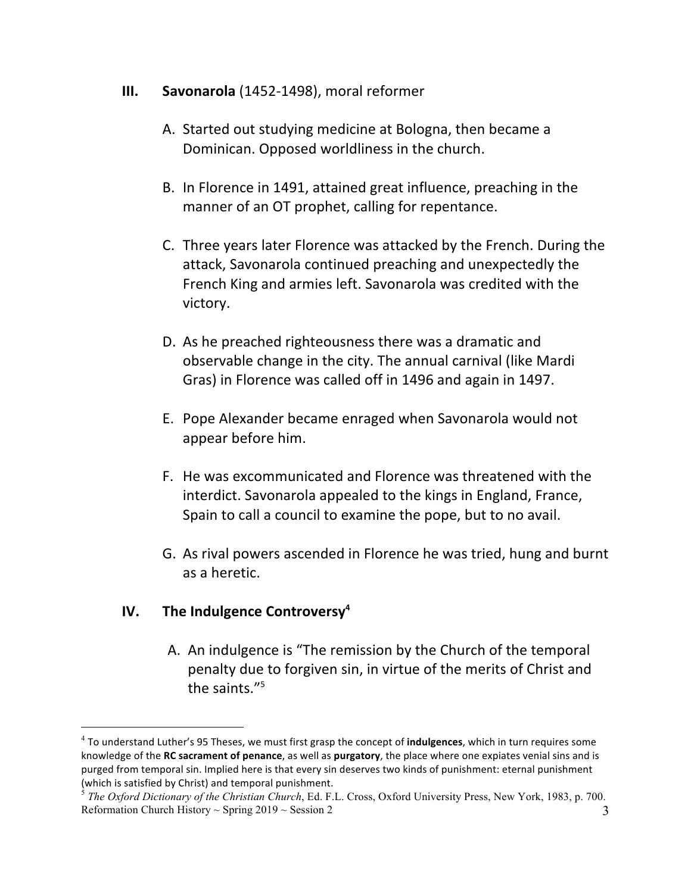## III. **Savonarola** (1452-1498), moral reformer

A. Started out studying medicine at Bologna, then became a Dominican. Opposed worldliness in the church.

B. In Florence in 1491, attained great influence, preaching in the manner of an OT prophet, calling for repentance.

C. Three years later Florence was attacked by the French. During the attack, Savonarola continued preaching and unexpectedly the French King and armies left. Savonarola was credited with the victory.

D. As he preached righteousness there was a dramatic and observable change in the city. The annual carnival (like Mardi Gras) in Florence was called off in 1496 and again in 1497.

E. Pope Alexander became enraged when Savonarola would not appear before him.

F. He was excommunicated and Florence was threatened with the interdict. Savonarola appealed to the kings in England, France, Spain to call a council to examine the pope, but to no avail.

G. As rival powers ascended in Florence he was tried, hung and burnt as a heretic.

## IV. **The Indulgence Controversy**[4]

A. An indulgence is "The remission by the Church of the temporal penalty due to forgiven sin, in virtue of the merits of Christ and the saints."[5]

---

[4] To understand Luther's 95 Theses, we must first grasp the concept of **indulgences**, which in turn requires some knowledge of the **RC sacrament of penance**, as well as **purgatory**, the place where one expiates venial sins and is purged from temporal sin. Implied here is that every sin deserves two kinds of punishment: eternal punishment (which is satisfied by Christ) and temporal punishment.

[5] *The Oxford Dictionary of the Christian Church*, Ed. F.L. Cross, Oxford University Press, New York, 1983, p. 700.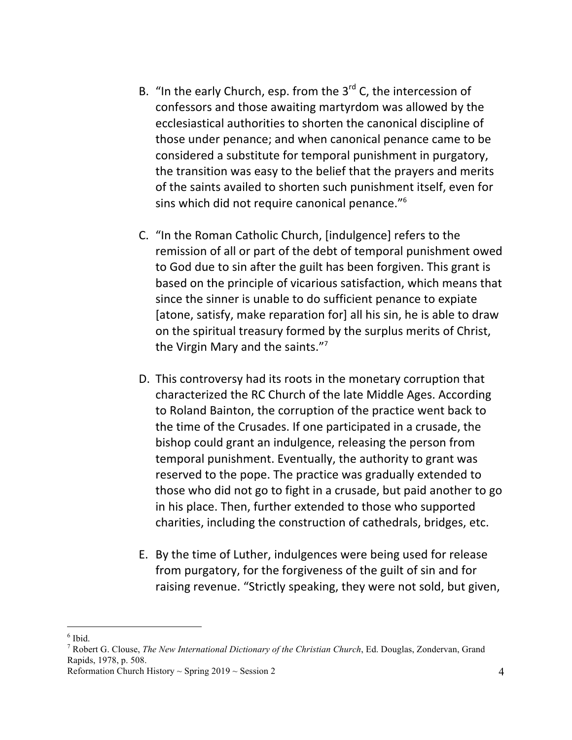B. "In the early Church, esp. from the 3rd C, the intercession of confessors and those awaiting martyrdom was allowed by the ecclesiastical authorities to shorten the canonical discipline of those under penance; and when canonical penance came to be considered a substitute for temporal punishment in purgatory, the transition was easy to the belief that the prayers and merits of the saints availed to shorten such punishment itself, even for sins which did not require canonical penance."[6]

C. "In the Roman Catholic Church, [indulgence] refers to the remission of all or part of the debt of temporal punishment owed to God due to sin after the guilt has been forgiven. This grant is based on the principle of vicarious satisfaction, which means that since the sinner is unable to do sufficient penance to expiate [atone, satisfy, make reparation for] all his sin, he is able to draw on the spiritual treasury formed by the surplus merits of Christ, the Virgin Mary and the saints."[7]

D. This controversy had its roots in the monetary corruption that characterized the RC Church of the late Middle Ages. According to Roland Bainton, the corruption of the practice went back to the time of the Crusades. If one participated in a crusade, the bishop could grant an indulgence, releasing the person from temporal punishment. Eventually, the authority to grant was reserved to the pope. The practice was gradually extended to those who did not go to fight in a crusade, but paid another to go in his place. Then, further extended to those who supported charities, including the construction of cathedrals, bridges, etc.

E. By the time of Luther, indulgences were being used for release from purgatory, for the forgiveness of the guilt of sin and for raising revenue. "Strictly speaking, they were not sold, but given,

---

[6] Ibid.

[7] Robert G. Clouse, *The New International Dictionary of the Christian Church*, Ed. Douglas, Zondervan, Grand Rapids, 1978, p. 508.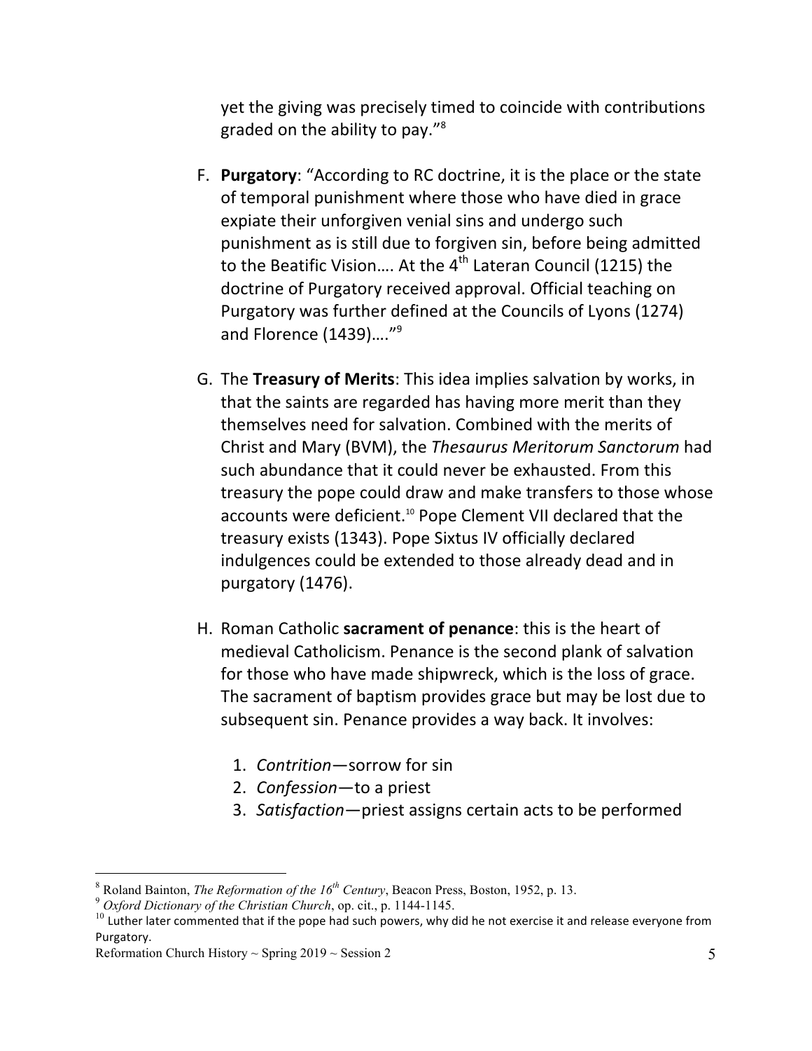yet the giving was precisely timed to coincide with contributions graded on the ability to pay."[8]

F. **Purgatory**: "According to RC doctrine, it is the place or the state of temporal punishment where those who have died in grace expiate their unforgiven venial sins and undergo such punishment as is still due to forgiven sin, before being admitted to the Beatific Vision…. At the 4th Lateran Council (1215) the doctrine of Purgatory received approval. Official teaching on Purgatory was further defined at the Councils of Lyons (1274) and Florence (1439)…."[9]

G. The **Treasury of Merits**: This idea implies salvation by works, in that the saints are regarded has having more merit than they themselves need for salvation. Combined with the merits of Christ and Mary (BVM), the *Thesaurus Meritorum Sanctorum* had such abundance that it could never be exhausted. From this treasury the pope could draw and make transfers to those whose accounts were deficient.[10] Pope Clement VII declared that the treasury exists (1343). Pope Sixtus IV officially declared indulgences could be extended to those already dead and in purgatory (1476).

H. Roman Catholic **sacrament of penance**: this is the heart of medieval Catholicism. Penance is the second plank of salvation for those who have made shipwreck, which is the loss of grace. The sacrament of baptism provides grace but may be lost due to subsequent sin. Penance provides a way back. It involves:

   1. *Contrition*—sorrow for sin
   2. *Confession*—to a priest
   3. *Satisfaction*—priest assigns certain acts to be performed

---

[8] Roland Bainton, *The Reformation of the 16th Century*, Beacon Press, Boston, 1952, p. 13.

[9] *Oxford Dictionary of the Christian Church*, op. cit., p. 1144-1145.

[10] Luther later commented that if the pope had such powers, why did he not exercise it and release everyone from Purgatory.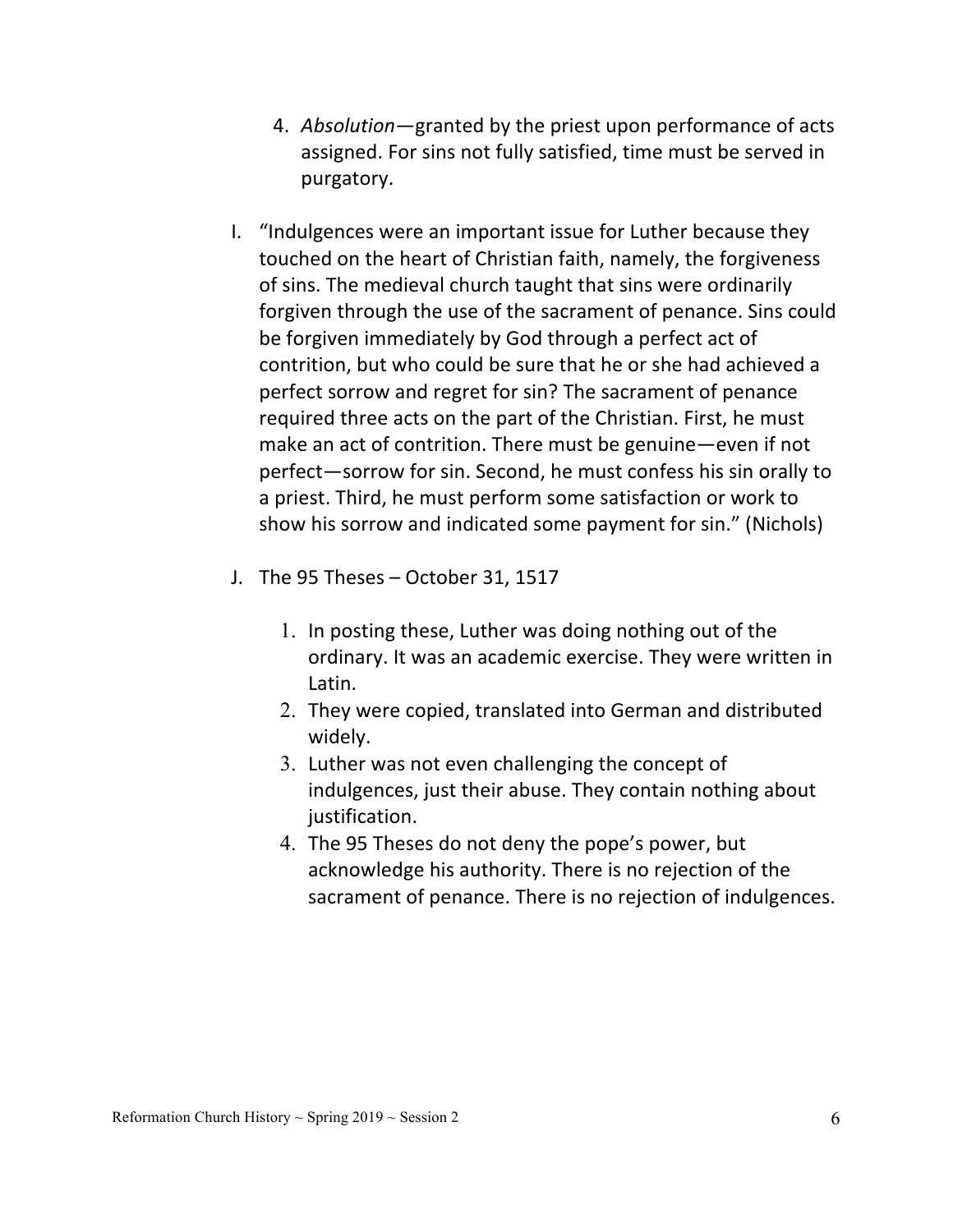4. *Absolution*—granted by the priest upon performance of acts assigned. For sins not fully satisfied, time must be served in purgatory.

I. "Indulgences were an important issue for Luther because they touched on the heart of Christian faith, namely, the forgiveness of sins. The medieval church taught that sins were ordinarily forgiven through the use of the sacrament of penance. Sins could be forgiven immediately by God through a perfect act of contrition, but who could be sure that he or she had achieved a perfect sorrow and regret for sin? The sacrament of penance required three acts on the part of the Christian. First, he must make an act of contrition. There must be genuine—even if not perfect—sorrow for sin. Second, he must confess his sin orally to a priest. Third, he must perform some satisfaction or work to show his sorrow and indicated some payment for sin." (Nichols)

J. The 95 Theses – October 31, 1517

   1. In posting these, Luther was doing nothing out of the ordinary. It was an academic exercise. They were written in Latin.
   2. They were copied, translated into German and distributed widely.
   3. Luther was not even challenging the concept of indulgences, just their abuse. They contain nothing about justification.
   4. The 95 Theses do not deny the pope's power, but acknowledge his authority. There is no rejection of the sacrament of penance. There is no rejection of indulgences.